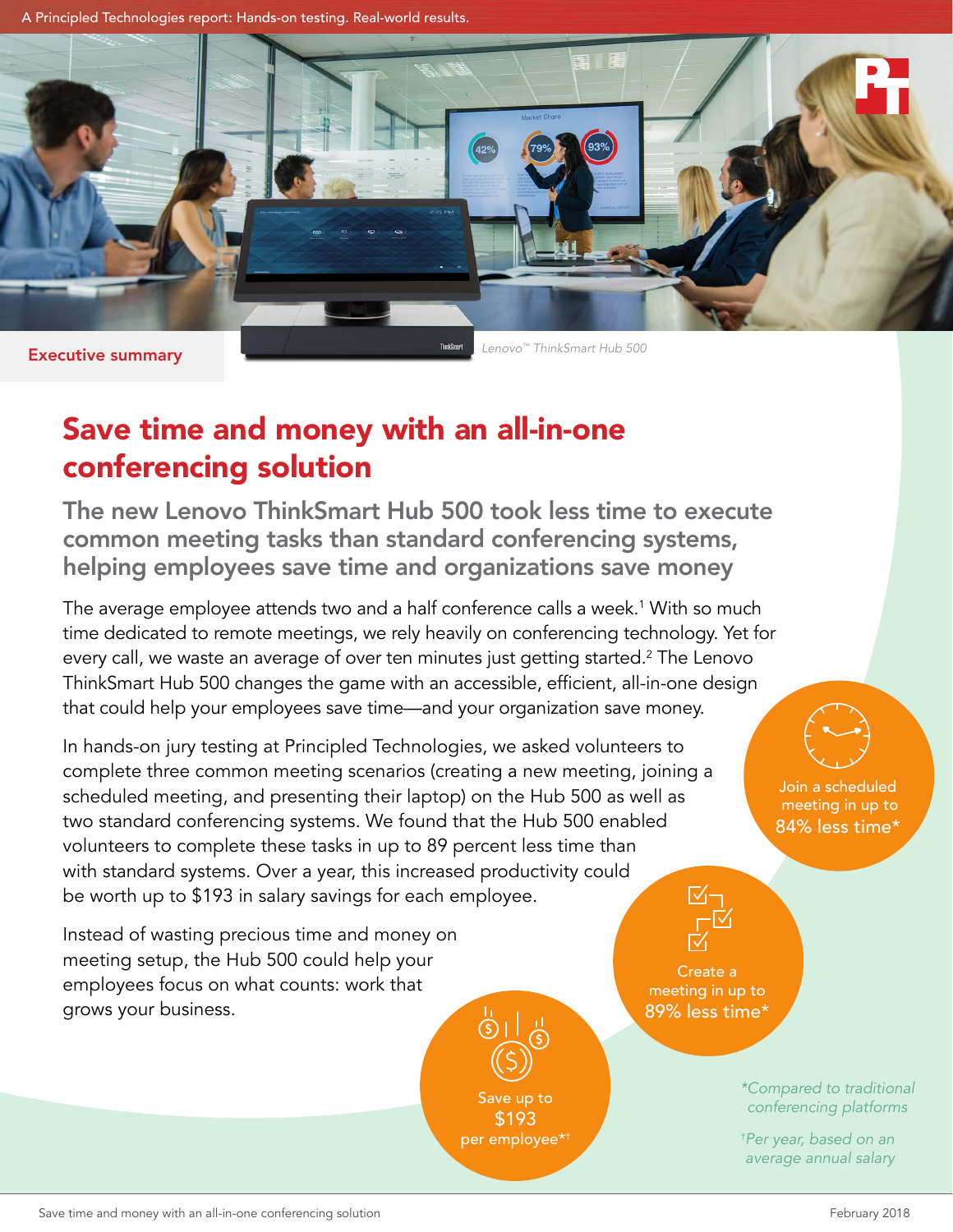A Principled Technologies report: Hands-on testing. Real-world results.

Executive summary

Lenovo™ ThinkSmart Hub 500

# Save time and money with an all-in-one conferencing solution

## The new Lenovo ThinkSmart Hub 500 took less time to execute common meeting tasks than standard conferencing systems, helping employees save time and organizations save money

The average employee attends two and a half conference calls a week.[1] With so much time dedicated to remote meetings, we rely heavily on conferencing technology. Yet for every call, we waste an average of over ten minutes just getting started.[2] The Lenovo ThinkSmart Hub 500 changes the game with an accessible, efficient, all-in-one design that could help your employees save time—and your organization save money.

In hands-on jury testing at Principled Technologies, we asked volunteers to complete three common meeting scenarios (creating a new meeting, joining a scheduled meeting, and presenting their laptop) on the Hub 500 as well as two standard conferencing systems. We found that the Hub 500 enabled volunteers to complete these tasks in up to 89 percent less time than with standard systems. Over a year, this increased productivity could be worth up to $193 in salary savings for each employee.

Instead of wasting precious time and money on meeting setup, the Hub 500 could help your employees focus on what counts: work that grows your business.

Join a scheduled meeting in up to **84% less time***

Create a meeting in up to **89% less time***

Save up to **$193** per employee*†

*Compared to traditional conferencing platforms

†Per year, based on an average annual salary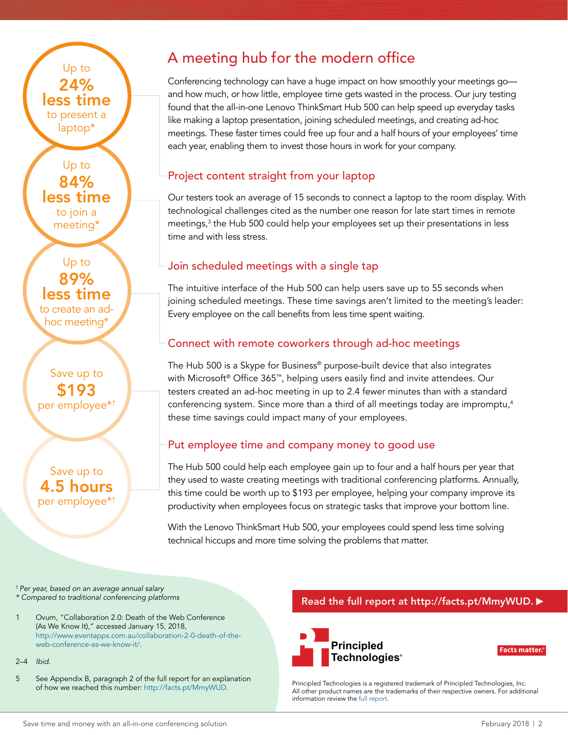Up to **24% less time** to present a laptop*

Up to **84% less time** to join a meeting*

Up to **89% less time** to create an ad-hoc meeting*

Save up to **$193** per employee*†

Save up to **4.5 hours** per employee*†

# A meeting hub for the modern office

Conferencing technology can have a huge impact on how smoothly your meetings go—and how much, or how little, employee time gets wasted in the process. Our jury testing found that the all-in-one Lenovo ThinkSmart Hub 500 can help speed up everyday tasks like making a laptop presentation, joining scheduled meetings, and creating ad-hoc meetings. These faster times could free up four and a half hours of your employees' time each year, enabling them to invest those hours in work for your company.

## Project content straight from your laptop

Our testers took an average of 15 seconds to connect a laptop to the room display. With technological challenges cited as the number one reason for late start times in remote meetings,[3] the Hub 500 could help your employees set up their presentations in less time and with less stress.

## Join scheduled meetings with a single tap

The intuitive interface of the Hub 500 can help users save up to 55 seconds when joining scheduled meetings. These time savings aren't limited to the meeting's leader: Every employee on the call benefits from less time spent waiting.

## Connect with remote coworkers through ad-hoc meetings

The Hub 500 is a Skype for Business® purpose-built device that also integrates with Microsoft® Office 365™, helping users easily find and invite attendees. Our testers created an ad-hoc meeting in up to 2.4 fewer minutes than with a standard conferencing system. Since more than a third of all meetings today are impromptu,[4] these time savings could impact many of your employees.

## Put employee time and company money to good use

The Hub 500 could help each employee gain up to four and a half hours per year that they used to waste creating meetings with traditional conferencing platforms. Annually, this time could be worth up to $193 per employee, helping your company improve its productivity when employees focus on strategic tasks that improve your bottom line.

With the Lenovo ThinkSmart Hub 500, your employees could spend less time solving technical hiccups and more time solving the problems that matter.

*† Per year, based on an average annual salary*
*\* Compared to traditional conferencing platforms*

1 Ovum, "Collaboration 2.0: Death of the Web Conference (As We Know It)," accessed January 15, 2018, http://www.eventapps.com.au/collaboration-2-0-death-of-the-web-conference-as-we-know-it/.

2–4 *Ibid.*

5 See Appendix B, paragraph 2 of the full report for an explanation of how we reached this number: http://facts.pt/MmyWUD.

**Read the full report at http://facts.pt/MmyWUD. ▶**

Principled Technologies®

Facts matter.®

Principled Technologies is a registered trademark of Principled Technologies, Inc. All other product names are the trademarks of their respective owners. For additional information review the full report.